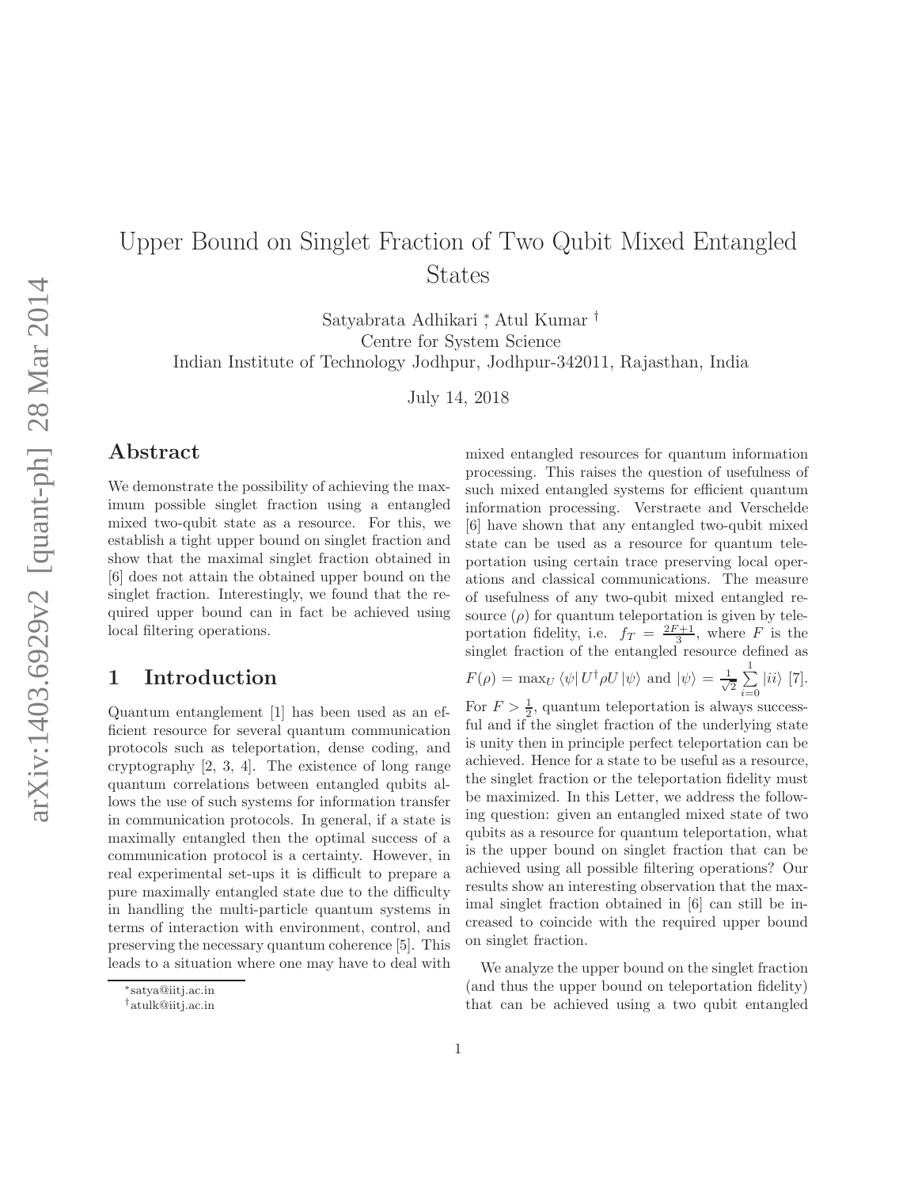# Upper Bound on Singlet Fraction of Two Qubit Mixed Entangled States

Satyabrata Adhikari [*], Atul Kumar [†]
Centre for System Science
Indian Institute of Technology Jodhpur, Jodhpur-342011, Rajasthan, India

July 14, 2018

## Abstract

We demonstrate the possibility of achieving the maximum possible singlet fraction using a entangled mixed two-qubit state as a resource. For this, we establish a tight upper bound on singlet fraction and show that the maximal singlet fraction obtained in [6] does not attain the obtained upper bound on the singlet fraction. Interestingly, we found that the required upper bound can in fact be achieved using local filtering operations.

## 1 Introduction

Quantum entanglement [1] has been used as an efficient resource for several quantum communication protocols such as teleportation, dense coding, and cryptography [2, 3, 4]. The existence of long range quantum correlations between entangled qubits allows the use of such systems for information transfer in communication protocols. In general, if a state is maximally entangled then the optimal success of a communication protocol is a certainty. However, in real experimental set-ups it is difficult to prepare a pure maximally entangled state due to the difficulty in handling the multi-particle quantum systems in terms of interaction with environment, control, and preserving the necessary quantum coherence [5]. This leads to a situation where one may have to deal with mixed entangled resources for quantum information processing. This raises the question of usefulness of such mixed entangled systems for efficient quantum information processing. Verstraete and Verschelde [6] have shown that any entangled two-qubit mixed state can be used as a resource for quantum teleportation using certain trace preserving local operations and classical communications. The measure of usefulness of any two-qubit mixed entangled resource ($\rho$) for quantum teleportation is given by teleportation fidelity, i.e. $f_T = \frac{2F+1}{3}$, where $F$ is the singlet fraction of the entangled resource defined as $F(\rho) = \max_U \langle\psi| U^{\dagger}\rho U |\psi\rangle$ and $|\psi\rangle = \frac{1}{\sqrt{2}}\sum_{i=0}^{1}|ii\rangle$ [7]. For $F > \frac{1}{2}$, quantum teleportation is always successful and if the singlet fraction of the underlying state is unity then in principle perfect teleportation can be achieved. Hence for a state to be useful as a resource, the singlet fraction or the teleportation fidelity must be maximized. In this Letter, we address the following question: given an entangled mixed state of two qubits as a resource for quantum teleportation, what is the upper bound on singlet fraction that can be achieved using all possible filtering operations? Our results show an interesting observation that the maximal singlet fraction obtained in [6] can still be increased to coincide with the required upper bound on singlet fraction.

We analyze the upper bound on the singlet fraction (and thus the upper bound on teleportation fidelity) that can be achieved using a two qubit entangled

[*] satya@iitj.ac.in
[†] atulk@iitj.ac.in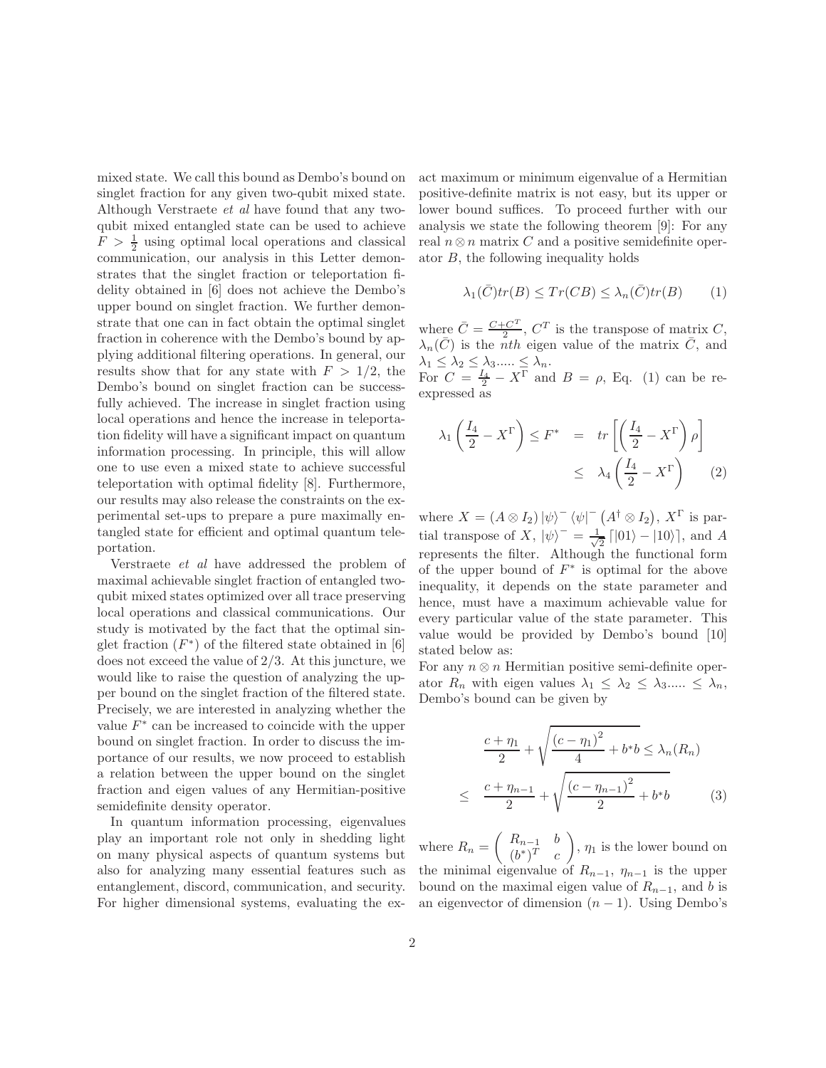mixed state. We call this bound as Dembo's bound on singlet fraction for any given two-qubit mixed state. Although Verstraete *et al* have found that any two-qubit mixed entangled state can be used to achieve $F > \frac{1}{2}$ using optimal local operations and classical communication, our analysis in this Letter demonstrates that the singlet fraction or teleportation fidelity obtained in [6] does not achieve the Dembo's upper bound on singlet fraction. We further demonstrate that one can in fact obtain the optimal singlet fraction in coherence with the Dembo's bound by applying additional filtering operations. In general, our results show that for any state with $F > 1/2$, the Dembo's bound on singlet fraction can be successfully achieved. The increase in singlet fraction using local operations and hence the increase in teleportation fidelity will have a significant impact on quantum information processing. In principle, this will allow one to use even a mixed state to achieve successful teleportation with optimal fidelity [8]. Furthermore, our results may also release the constraints on the experimental set-ups to prepare a pure maximally entangled state for efficient and optimal quantum teleportation.

Verstraete *et al* have addressed the problem of maximal achievable singlet fraction of entangled two-qubit mixed states optimized over all trace preserving local operations and classical communications. Our study is motivated by the fact that the optimal singlet fraction ($F^*$) of the filtered state obtained in [6] does not exceed the value of $2/3$. At this juncture, we would like to raise the question of analyzing the upper bound on the singlet fraction of the filtered state. Precisely, we are interested in analyzing whether the value $F^*$ can be increased to coincide with the upper bound on singlet fraction. In order to discuss the importance of our results, we now proceed to establish a relation between the upper bound on the singlet fraction and eigen values of any Hermitian-positive semidefinite density operator.

In quantum information processing, eigenvalues play an important role not only in shedding light on many physical aspects of quantum systems but also for analyzing many essential features such as entanglement, discord, communication, and security. For higher dimensional systems, evaluating the exact maximum or minimum eigenvalue of a Hermitian positive-definite matrix is not easy, but its upper or lower bound suffices. To proceed further with our analysis we state the following theorem [9]: For any real $n \otimes n$ matrix $C$ and a positive semidefinite operator $B$, the following inequality holds

$$\lambda_1(\bar{C})tr(B) \leq Tr(CB) \leq \lambda_n(\bar{C})tr(B) \tag{1}$$

where $\bar{C} = \frac{C+C^T}{2}$, $C^T$ is the transpose of matrix $C$, $\lambda_n(\bar{C})$ is the $nth$ eigen value of the matrix $\bar{C}$, and $\lambda_1 \leq \lambda_2 \leq \lambda_3 ..... \leq \lambda_n$.
For $C = \frac{I_4}{2} - X^\Gamma$ and $B = \rho$, Eq. (1) can be reexpressed as

$$\lambda_1\left(\frac{I_4}{2} - X^\Gamma\right) \leq F^* = tr\left[\left(\frac{I_4}{2} - X^\Gamma\right)\rho\right] \leq \lambda_4\left(\frac{I_4}{2} - X^\Gamma\right) \tag{2}$$

where $X = (A \otimes I_2)\left|\psi\right\rangle^- \left\langle\psi\right|^- \left(A^\dagger \otimes I_2\right)$, $X^\Gamma$ is partial transpose of $X$, $\left|\psi\right\rangle^- = \frac{1}{\sqrt{2}}\left[\left|01\right\rangle - \left|10\right\rangle\right]$, and $A$ represents the filter. Although the functional form of the upper bound of $F^*$ is optimal for the above inequality, it depends on the state parameter and hence, must have a maximum achievable value for every particular value of the state parameter. This value would be provided by Dembo's bound [10] stated below as:
For any $n \otimes n$ Hermitian positive semi-definite operator $R_n$ with eigen values $\lambda_1 \leq \lambda_2 \leq \lambda_3 ..... \leq \lambda_n$, Dembo's bound can be given by

$$\frac{c+\eta_1}{2} + \sqrt{\frac{(c-\eta_1)^2}{4} + b^* b} \leq \lambda_n(R_n) \leq \frac{c+\eta_{n-1}}{2} + \sqrt{\frac{(c-\eta_{n-1})^2}{2} + b^* b} \tag{3}$$

where $R_n = \begin{pmatrix} R_{n-1} & b \\ (b^*)^T & c \end{pmatrix}$, $\eta_1$ is the lower bound on the minimal eigenvalue of $R_{n-1}$, $\eta_{n-1}$ is the upper bound on the maximal eigen value of $R_{n-1}$, and $b$ is an eigenvector of dimension $(n-1)$. Using Dembo's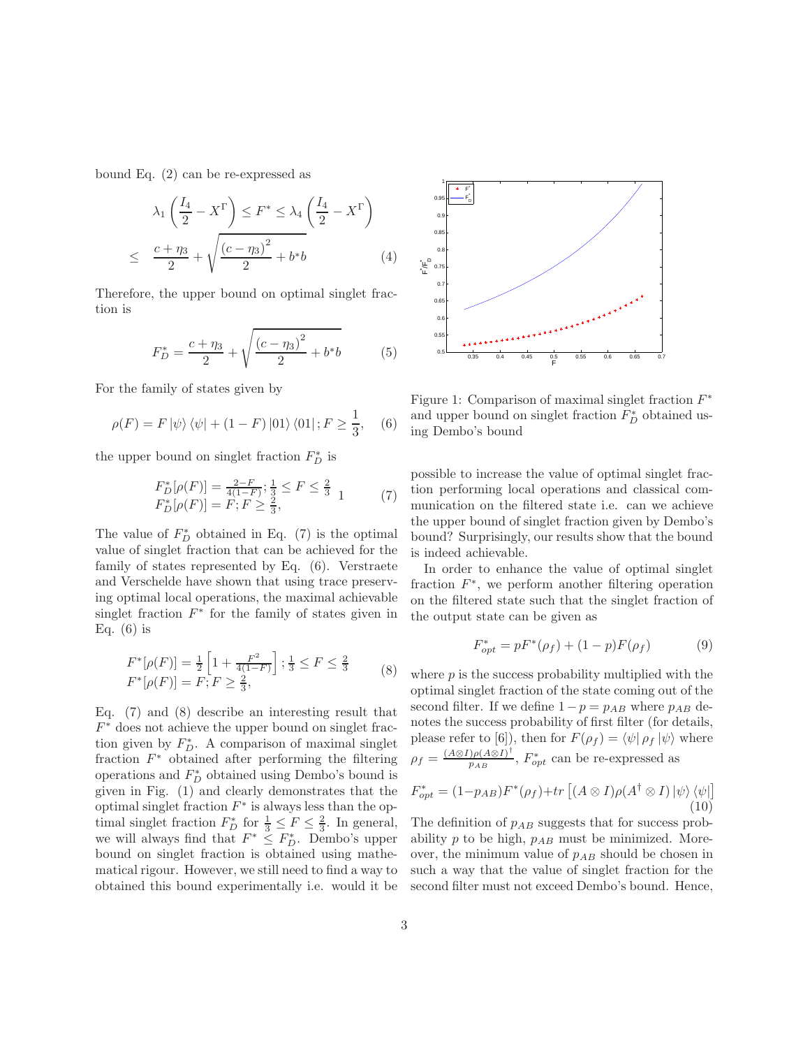bound Eq. (2) can be re-expressed as

$$
\begin{aligned}
\lambda_1\left(\frac{I_4}{2}-X^{\Gamma}\right) &\leq F^* \leq \lambda_4\left(\frac{I_4}{2}-X^{\Gamma}\right) \\
&\leq \frac{c+\eta_3}{2}+\sqrt{\frac{(c-\eta_3)^2}{2}+b^*b}
\end{aligned} \tag{4}
$$

Therefore, the upper bound on optimal singlet fraction is

$$
F_D^* = \frac{c+\eta_3}{2}+\sqrt{\frac{(c-\eta_3)^2}{2}+b^*b} \tag{5}
$$

For the family of states given by

$$
\rho(F) = F\,|\psi\rangle\langle\psi| + (1-F)\,|01\rangle\langle 01|\,; F \geq \frac{1}{3}, \tag{6}
$$

the upper bound on singlet fraction $F_D^*$ is

$$
\begin{aligned}
&F_D^*[\rho(F)] = \tfrac{2-F}{4(1-F)}; \tfrac{1}{3} \leq F \leq \tfrac{2}{3} \quad 1 \\
&F_D^*[\rho(F)] = F; F \geq \tfrac{2}{3},
\end{aligned} \tag{7}
$$

The value of $F_D^*$ obtained in Eq. (7) is the optimal value of singlet fraction that can be achieved for the family of states represented by Eq. (6). Verstraete and Verschelde have shown that using trace preserving optimal local operations, the maximal achievable singlet fraction $F^*$ for the family of states given in Eq. (6) is

$$
\begin{aligned}
&F^*[\rho(F)] = \tfrac{1}{2}\left[1+\tfrac{F^2}{4(1-F)}\right]; \tfrac{1}{3} \leq F \leq \tfrac{2}{3} \\
&F^*[\rho(F)] = F; F \geq \tfrac{2}{3},
\end{aligned} \tag{8}
$$

Eq. (7) and (8) describe an interesting result that $F^*$ does not achieve the upper bound on singlet fraction given by $F_D^*$. A comparison of maximal singlet fraction $F^*$ obtained after performing the filtering operations and $F_D^*$ obtained using Dembo's bound is given in Fig. (1) and clearly demonstrates that the optimal singlet fraction $F^*$ is always less than the optimal singlet fraction $F_D^*$ for $\frac{1}{3} \leq F \leq \frac{2}{3}$. In general, we will always find that $F^* \leq F_D^*$. Dembo's upper bound on singlet fraction is obtained using mathematical rigour. However, we still need to find a way to obtained this bound experimentally i.e. would it be possible to increase the value of optimal singlet fraction performing local operations and classical communication on the filtered state i.e. can we achieve the upper bound of singlet fraction given by Dembo's bound? Surprisingly, our results show that the bound is indeed achievable.

Figure 1: Comparison of maximal singlet fraction $F^*$ and upper bound on singlet fraction $F_D^*$ obtained using Dembo's bound

In order to enhance the value of optimal singlet fraction $F^*$, we perform another filtering operation on the filtered state such that the singlet fraction of the output state can be given as

$$
F_{opt}^* = pF^*(\rho_f) + (1-p)F(\rho_f) \tag{9}
$$

where $p$ is the success probability multiplied with the optimal singlet fraction of the state coming out of the second filter. If we define $1-p = p_{AB}$ where $p_{AB}$ denotes the success probability of first filter (for details, please refer to [6]), then for $F(\rho_f) = \langle\psi|\,\rho_f\,|\psi\rangle$ where $\rho_f = \frac{(A\otimes I)\rho(A\otimes I)^\dagger}{p_{AB}}$, $F_{opt}^*$ can be re-expressed as

$$
F_{opt}^* = (1-p_{AB})F^*(\rho_f) + tr\left[(A\otimes I)\rho(A^\dagger\otimes I)\,|\psi\rangle\langle\psi|\right] \tag{10}
$$

The definition of $p_{AB}$ suggests that for success probability $p$ to be high, $p_{AB}$ must be minimized. Moreover, the minimum value of $p_{AB}$ should be chosen in such a way that the value of singlet fraction for the second filter must not exceed Dembo's bound. Hence,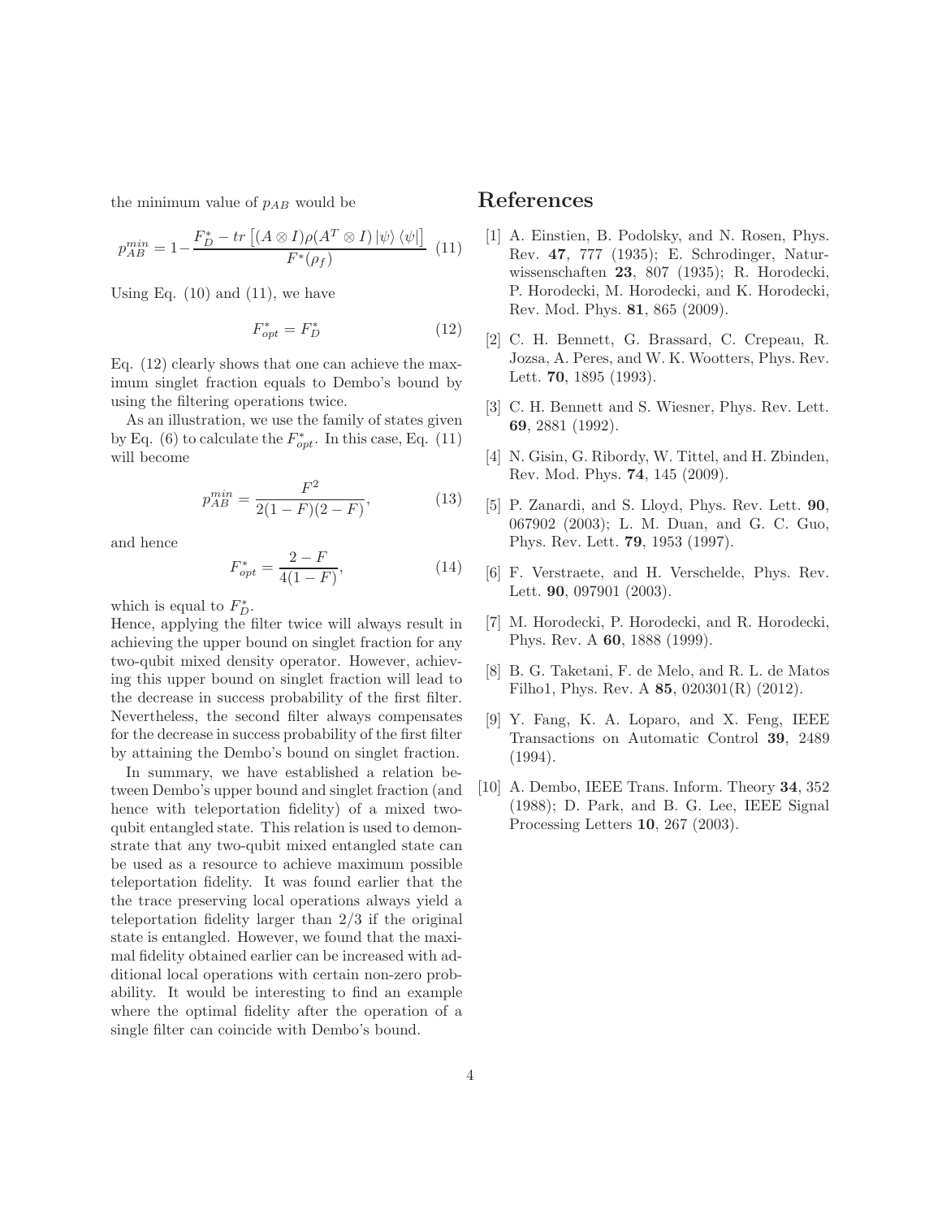the minimum value of $p_{AB}$ would be

$$p_{AB}^{min} = 1 - \frac{F_D^* - tr\left[(A \otimes I)\rho(A^T \otimes I)\left|\psi\right\rangle\left\langle\psi\right|\right]}{F^*(\rho_f)} \quad (11)$$

Using Eq. (10) and (11), we have

$$F_{opt}^* = F_D^* \quad (12)$$

Eq. (12) clearly shows that one can achieve the maximum singlet fraction equals to Dembo's bound by using the filtering operations twice.

As an illustration, we use the family of states given by Eq. (6) to calculate the $F_{opt}^*$. In this case, Eq. (11) will become

$$p_{AB}^{min} = \frac{F^2}{2(1-F)(2-F)}, \quad (13)$$

and hence

$$F_{opt}^* = \frac{2-F}{4(1-F)}, \quad (14)$$

which is equal to $F_D^*$.
Hence, applying the filter twice will always result in achieving the upper bound on singlet fraction for any two-qubit mixed density operator. However, achieving this upper bound on singlet fraction will lead to the decrease in success probability of the first filter. Nevertheless, the second filter always compensates for the decrease in success probability of the first filter by attaining the Dembo's bound on singlet fraction.

In summary, we have established a relation between Dembo's upper bound and singlet fraction (and hence with teleportation fidelity) of a mixed two-qubit entangled state. This relation is used to demonstrate that any two-qubit mixed entangled state can be used as a resource to achieve maximum possible teleportation fidelity. It was found earlier that the the trace preserving local operations always yield a teleportation fidelity larger than 2/3 if the original state is entangled. However, we found that the maximal fidelity obtained earlier can be increased with additional local operations with certain non-zero probability. It would be interesting to find an example where the optimal fidelity after the operation of a single filter can coincide with Dembo's bound.

# References

[1] A. Einstien, B. Podolsky, and N. Rosen, Phys. Rev. **47**, 777 (1935); E. Schrodinger, Naturwissenschaften **23**, 807 (1935); R. Horodecki, P. Horodecki, M. Horodecki, and K. Horodecki, Rev. Mod. Phys. **81**, 865 (2009).

[2] C. H. Bennett, G. Brassard, C. Crepeau, R. Jozsa, A. Peres, and W. K. Wootters, Phys. Rev. Lett. **70**, 1895 (1993).

[3] C. H. Bennett and S. Wiesner, Phys. Rev. Lett. **69**, 2881 (1992).

[4] N. Gisin, G. Ribordy, W. Tittel, and H. Zbinden, Rev. Mod. Phys. **74**, 145 (2009).

[5] P. Zanardi, and S. Lloyd, Phys. Rev. Lett. **90**, 067902 (2003); L. M. Duan, and G. C. Guo, Phys. Rev. Lett. **79**, 1953 (1997).

[6] F. Verstraete, and H. Verschelde, Phys. Rev. Lett. **90**, 097901 (2003).

[7] M. Horodecki, P. Horodecki, and R. Horodecki, Phys. Rev. A **60**, 1888 (1999).

[8] B. G. Taketani, F. de Melo, and R. L. de Matos Filho1, Phys. Rev. A **85**, 020301(R) (2012).

[9] Y. Fang, K. A. Loparo, and X. Feng, IEEE Transactions on Automatic Control **39**, 2489 (1994).

[10] A. Dembo, IEEE Trans. Inform. Theory **34**, 352 (1988); D. Park, and B. G. Lee, IEEE Signal Processing Letters **10**, 267 (2003).